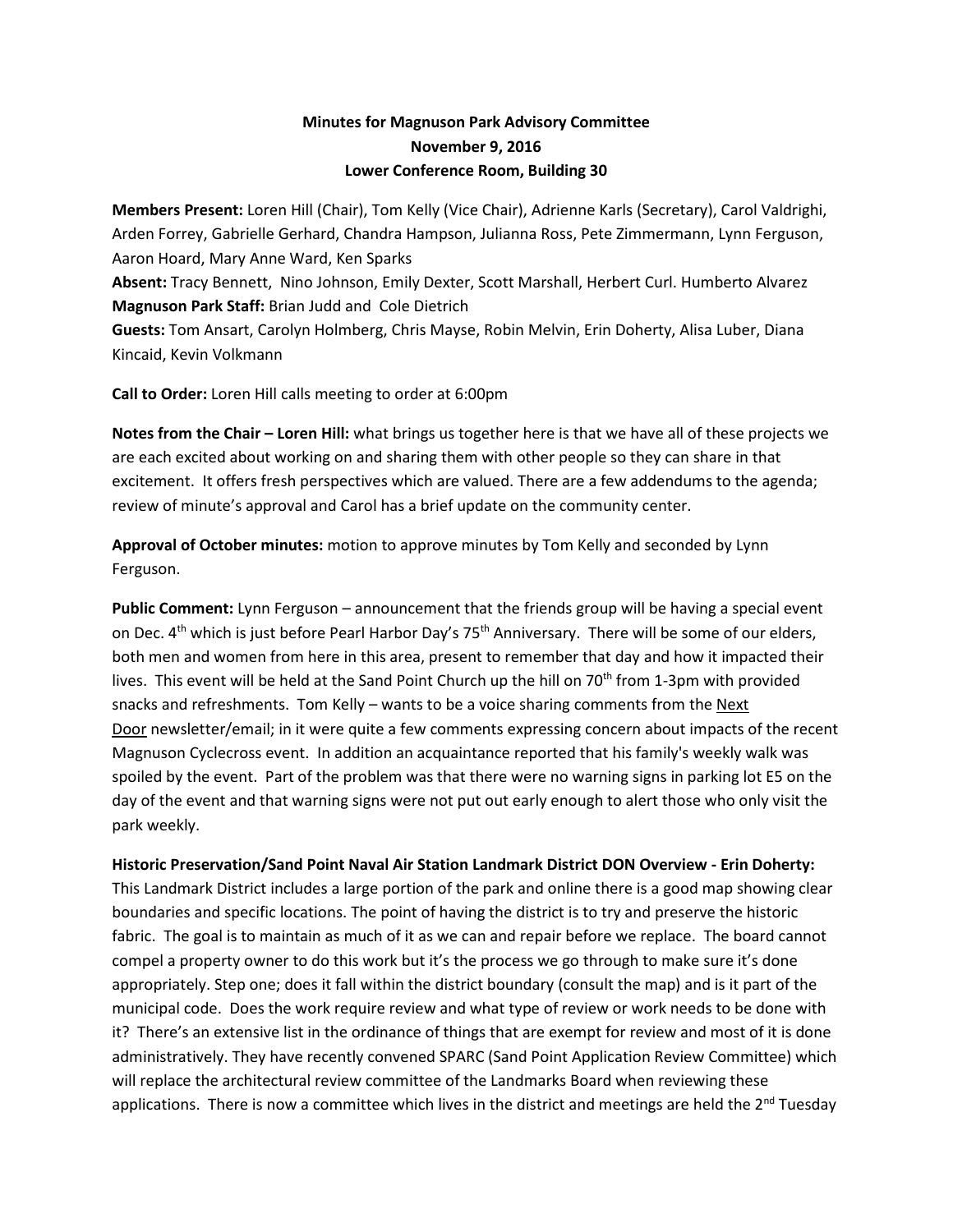**Minutes for Magnuson Park Advisory Committee**
**November 9, 2016**
**Lower Conference Room, Building 30**

**Members Present:** Loren Hill (Chair), Tom Kelly (Vice Chair), Adrienne Karls (Secretary), Carol Valdrighi, Arden Forrey, Gabrielle Gerhard, Chandra Hampson, Julianna Ross, Pete Zimmermann, Lynn Ferguson, Aaron Hoard, Mary Anne Ward, Ken Sparks
**Absent:** Tracy Bennett, Nino Johnson, Emily Dexter, Scott Marshall, Herbert Curl. Humberto Alvarez
**Magnuson Park Staff:** Brian Judd and Cole Dietrich
**Guests:** Tom Ansart, Carolyn Holmberg, Chris Mayse, Robin Melvin, Erin Doherty, Alisa Luber, Diana Kincaid, Kevin Volkmann

**Call to Order:** Loren Hill calls meeting to order at 6:00pm

**Notes from the Chair – Loren Hill:** what brings us together here is that we have all of these projects we are each excited about working on and sharing them with other people so they can share in that excitement. It offers fresh perspectives which are valued. There are a few addendums to the agenda; review of minute's approval and Carol has a brief update on the community center.

**Approval of October minutes:** motion to approve minutes by Tom Kelly and seconded by Lynn Ferguson.

**Public Comment:** Lynn Ferguson – announcement that the friends group will be having a special event on Dec. 4th which is just before Pearl Harbor Day's 75th Anniversary. There will be some of our elders, both men and women from here in this area, present to remember that day and how it impacted their lives. This event will be held at the Sand Point Church up the hill on 70th from 1-3pm with provided snacks and refreshments. Tom Kelly – wants to be a voice sharing comments from the Next Door newsletter/email; in it were quite a few comments expressing concern about impacts of the recent Magnuson Cyclecross event. In addition an acquaintance reported that his family's weekly walk was spoiled by the event. Part of the problem was that there were no warning signs in parking lot E5 on the day of the event and that warning signs were not put out early enough to alert those who only visit the park weekly.

**Historic Preservation/Sand Point Naval Air Station Landmark District DON Overview - Erin Doherty:** This Landmark District includes a large portion of the park and online there is a good map showing clear boundaries and specific locations. The point of having the district is to try and preserve the historic fabric. The goal is to maintain as much of it as we can and repair before we replace. The board cannot compel a property owner to do this work but it's the process we go through to make sure it's done appropriately. Step one; does it fall within the district boundary (consult the map) and is it part of the municipal code. Does the work require review and what type of review or work needs to be done with it? There's an extensive list in the ordinance of things that are exempt for review and most of it is done administratively. They have recently convened SPARC (Sand Point Application Review Committee) which will replace the architectural review committee of the Landmarks Board when reviewing these applications. There is now a committee which lives in the district and meetings are held the 2nd Tuesday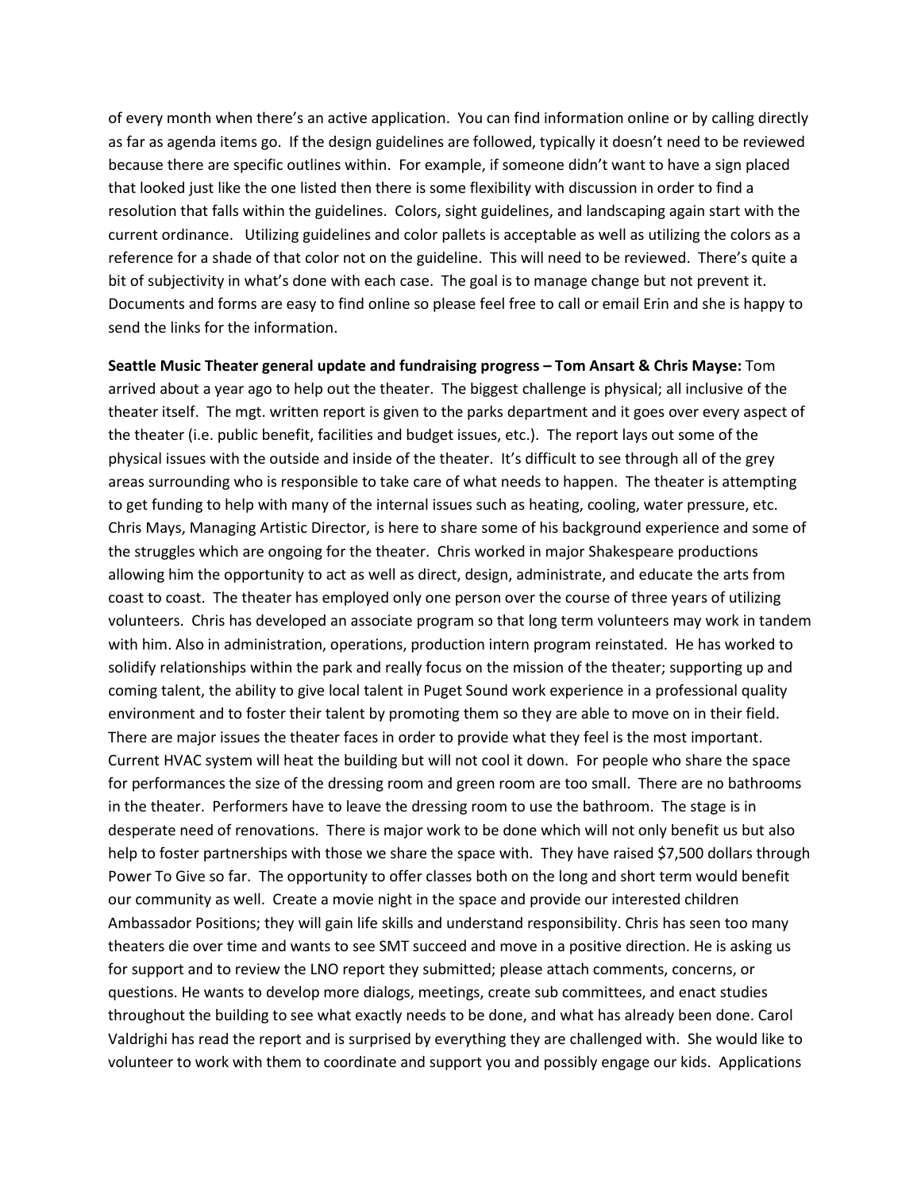of every month when there's an active application. You can find information online or by calling directly as far as agenda items go. If the design guidelines are followed, typically it doesn't need to be reviewed because there are specific outlines within. For example, if someone didn't want to have a sign placed that looked just like the one listed then there is some flexibility with discussion in order to find a resolution that falls within the guidelines. Colors, sight guidelines, and landscaping again start with the current ordinance. Utilizing guidelines and color pallets is acceptable as well as utilizing the colors as a reference for a shade of that color not on the guideline. This will need to be reviewed. There's quite a bit of subjectivity in what's done with each case. The goal is to manage change but not prevent it. Documents and forms are easy to find online so please feel free to call or email Erin and she is happy to send the links for the information.

**Seattle Music Theater general update and fundraising progress – Tom Ansart & Chris Mayse:** Tom arrived about a year ago to help out the theater. The biggest challenge is physical; all inclusive of the theater itself. The mgt. written report is given to the parks department and it goes over every aspect of the theater (i.e. public benefit, facilities and budget issues, etc.). The report lays out some of the physical issues with the outside and inside of the theater. It's difficult to see through all of the grey areas surrounding who is responsible to take care of what needs to happen. The theater is attempting to get funding to help with many of the internal issues such as heating, cooling, water pressure, etc. Chris Mays, Managing Artistic Director, is here to share some of his background experience and some of the struggles which are ongoing for the theater. Chris worked in major Shakespeare productions allowing him the opportunity to act as well as direct, design, administrate, and educate the arts from coast to coast. The theater has employed only one person over the course of three years of utilizing volunteers. Chris has developed an associate program so that long term volunteers may work in tandem with him. Also in administration, operations, production intern program reinstated. He has worked to solidify relationships within the park and really focus on the mission of the theater; supporting up and coming talent, the ability to give local talent in Puget Sound work experience in a professional quality environment and to foster their talent by promoting them so they are able to move on in their field. There are major issues the theater faces in order to provide what they feel is the most important. Current HVAC system will heat the building but will not cool it down. For people who share the space for performances the size of the dressing room and green room are too small. There are no bathrooms in the theater. Performers have to leave the dressing room to use the bathroom. The stage is in desperate need of renovations. There is major work to be done which will not only benefit us but also help to foster partnerships with those we share the space with. They have raised $7,500 dollars through Power To Give so far. The opportunity to offer classes both on the long and short term would benefit our community as well. Create a movie night in the space and provide our interested children Ambassador Positions; they will gain life skills and understand responsibility. Chris has seen too many theaters die over time and wants to see SMT succeed and move in a positive direction. He is asking us for support and to review the LNO report they submitted; please attach comments, concerns, or questions. He wants to develop more dialogs, meetings, create sub committees, and enact studies throughout the building to see what exactly needs to be done, and what has already been done. Carol Valdrighi has read the report and is surprised by everything they are challenged with. She would like to volunteer to work with them to coordinate and support you and possibly engage our kids. Applications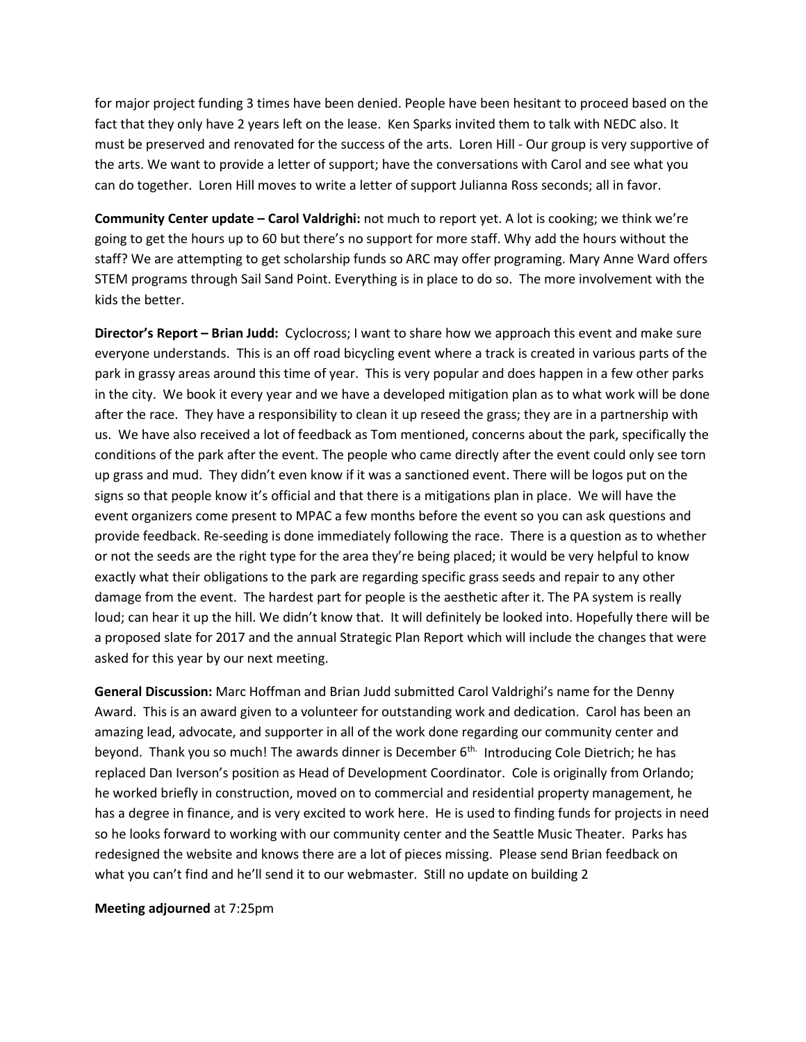for major project funding 3 times have been denied. People have been hesitant to proceed based on the fact that they only have 2 years left on the lease. Ken Sparks invited them to talk with NEDC also. It must be preserved and renovated for the success of the arts. Loren Hill - Our group is very supportive of the arts. We want to provide a letter of support; have the conversations with Carol and see what you can do together. Loren Hill moves to write a letter of support Julianna Ross seconds; all in favor.

**Community Center update – Carol Valdrighi:** not much to report yet. A lot is cooking; we think we're going to get the hours up to 60 but there's no support for more staff. Why add the hours without the staff? We are attempting to get scholarship funds so ARC may offer programing. Mary Anne Ward offers STEM programs through Sail Sand Point. Everything is in place to do so. The more involvement with the kids the better.

**Director's Report – Brian Judd:** Cyclocross; I want to share how we approach this event and make sure everyone understands. This is an off road bicycling event where a track is created in various parts of the park in grassy areas around this time of year. This is very popular and does happen in a few other parks in the city. We book it every year and we have a developed mitigation plan as to what work will be done after the race. They have a responsibility to clean it up reseed the grass; they are in a partnership with us. We have also received a lot of feedback as Tom mentioned, concerns about the park, specifically the conditions of the park after the event. The people who came directly after the event could only see torn up grass and mud. They didn't even know if it was a sanctioned event. There will be logos put on the signs so that people know it's official and that there is a mitigations plan in place. We will have the event organizers come present to MPAC a few months before the event so you can ask questions and provide feedback. Re-seeding is done immediately following the race. There is a question as to whether or not the seeds are the right type for the area they're being placed; it would be very helpful to know exactly what their obligations to the park are regarding specific grass seeds and repair to any other damage from the event. The hardest part for people is the aesthetic after it. The PA system is really loud; can hear it up the hill. We didn't know that. It will definitely be looked into. Hopefully there will be a proposed slate for 2017 and the annual Strategic Plan Report which will include the changes that were asked for this year by our next meeting.

**General Discussion:** Marc Hoffman and Brian Judd submitted Carol Valdrighi's name for the Denny Award. This is an award given to a volunteer for outstanding work and dedication. Carol has been an amazing lead, advocate, and supporter in all of the work done regarding our community center and beyond. Thank you so much! The awards dinner is December 6th. Introducing Cole Dietrich; he has replaced Dan Iverson's position as Head of Development Coordinator. Cole is originally from Orlando; he worked briefly in construction, moved on to commercial and residential property management, he has a degree in finance, and is very excited to work here. He is used to finding funds for projects in need so he looks forward to working with our community center and the Seattle Music Theater. Parks has redesigned the website and knows there are a lot of pieces missing. Please send Brian feedback on what you can't find and he'll send it to our webmaster. Still no update on building 2

**Meeting adjourned** at 7:25pm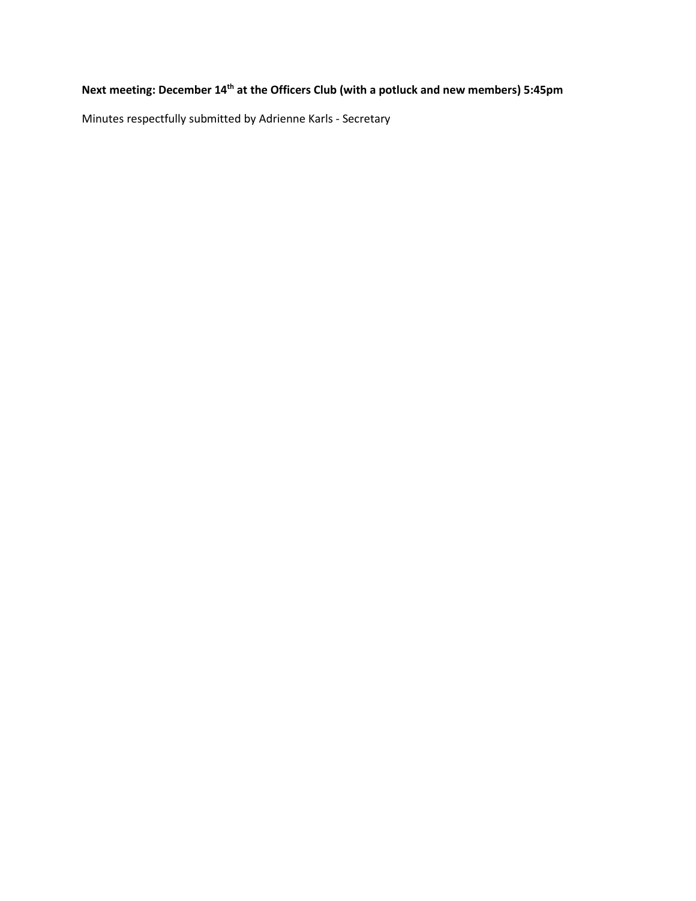**Next meeting: December 14th at the Officers Club (with a potluck and new members) 5:45pm**

Minutes respectfully submitted by Adrienne Karls - Secretary